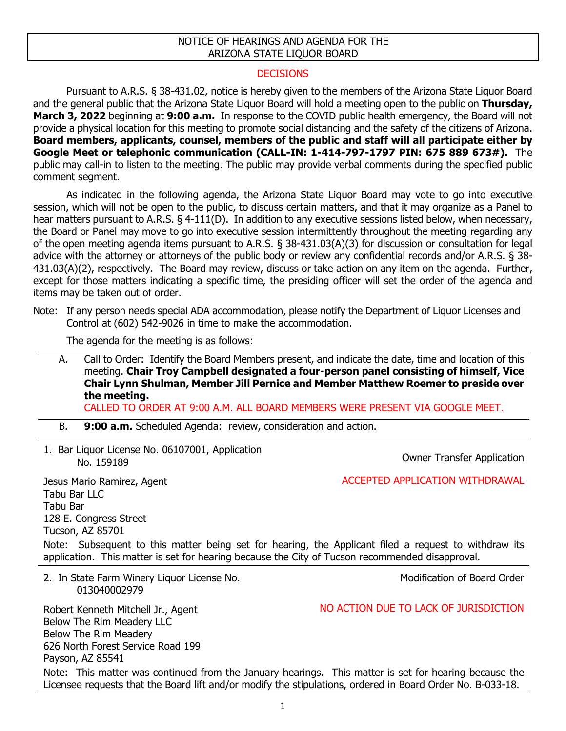NOTICE OF HEARINGS AND AGENDA FOR THE
ARIZONA STATE LIQUOR BOARD

DECISIONS

Pursuant to A.R.S. § 38-431.02, notice is hereby given to the members of the Arizona State Liquor Board and the general public that the Arizona State Liquor Board will hold a meeting open to the public on **Thursday, March 3, 2022** beginning at **9:00 a.m.** In response to the COVID public health emergency, the Board will not provide a physical location for this meeting to promote social distancing and the safety of the citizens of Arizona. **Board members, applicants, counsel, members of the public and staff will all participate either by Google Meet or telephonic communication (CALL-IN: 1-414-797-1797 PIN: 675 889 673#).** The public may call-in to listen to the meeting. The public may provide verbal comments during the specified public comment segment.

As indicated in the following agenda, the Arizona State Liquor Board may vote to go into executive session, which will not be open to the public, to discuss certain matters, and that it may organize as a Panel to hear matters pursuant to A.R.S. § 4-111(D). In addition to any executive sessions listed below, when necessary, the Board or Panel may move to go into executive session intermittently throughout the meeting regarding any of the open meeting agenda items pursuant to A.R.S. § 38-431.03(A)(3) for discussion or consultation for legal advice with the attorney or attorneys of the public body or review any confidential records and/or A.R.S. § 38-431.03(A)(2), respectively. The Board may review, discuss or take action on any item on the agenda. Further, except for those matters indicating a specific time, the presiding officer will set the order of the agenda and items may be taken out of order.

Note: If any person needs special ADA accommodation, please notify the Department of Liquor Licenses and Control at (602) 542-9026 in time to make the accommodation.

The agenda for the meeting is as follows:

A. Call to Order: Identify the Board Members present, and indicate the date, time and location of this meeting. **Chair Troy Campbell designated a four-person panel consisting of himself, Vice Chair Lynn Shulman, Member Jill Pernice and Member Matthew Roemer to preside over the meeting.**
CALLED TO ORDER AT 9:00 A.M. ALL BOARD MEMBERS WERE PRESENT VIA GOOGLE MEET.

B. **9:00 a.m.** Scheduled Agenda: review, consideration and action.

1. Bar Liquor License No. 06107001, Application No. 159189 — Owner Transfer Application

Jesus Mario Ramirez, Agent
Tabu Bar LLC
Tabu Bar
128 E. Congress Street
Tucson, AZ 85701

ACCEPTED APPLICATION WITHDRAWAL

Note: Subsequent to this matter being set for hearing, the Applicant filed a request to withdraw its application. This matter is set for hearing because the City of Tucson recommended disapproval.

2. In State Farm Winery Liquor License No. 013040002979 — Modification of Board Order

Robert Kenneth Mitchell Jr., Agent
Below The Rim Meadery LLC
Below The Rim Meadery
626 North Forest Service Road 199
Payson, AZ 85541

NO ACTION DUE TO LACK OF JURISDICTION

Note: This matter was continued from the January hearings. This matter is set for hearing because the Licensee requests that the Board lift and/or modify the stipulations, ordered in Board Order No. B-033-18.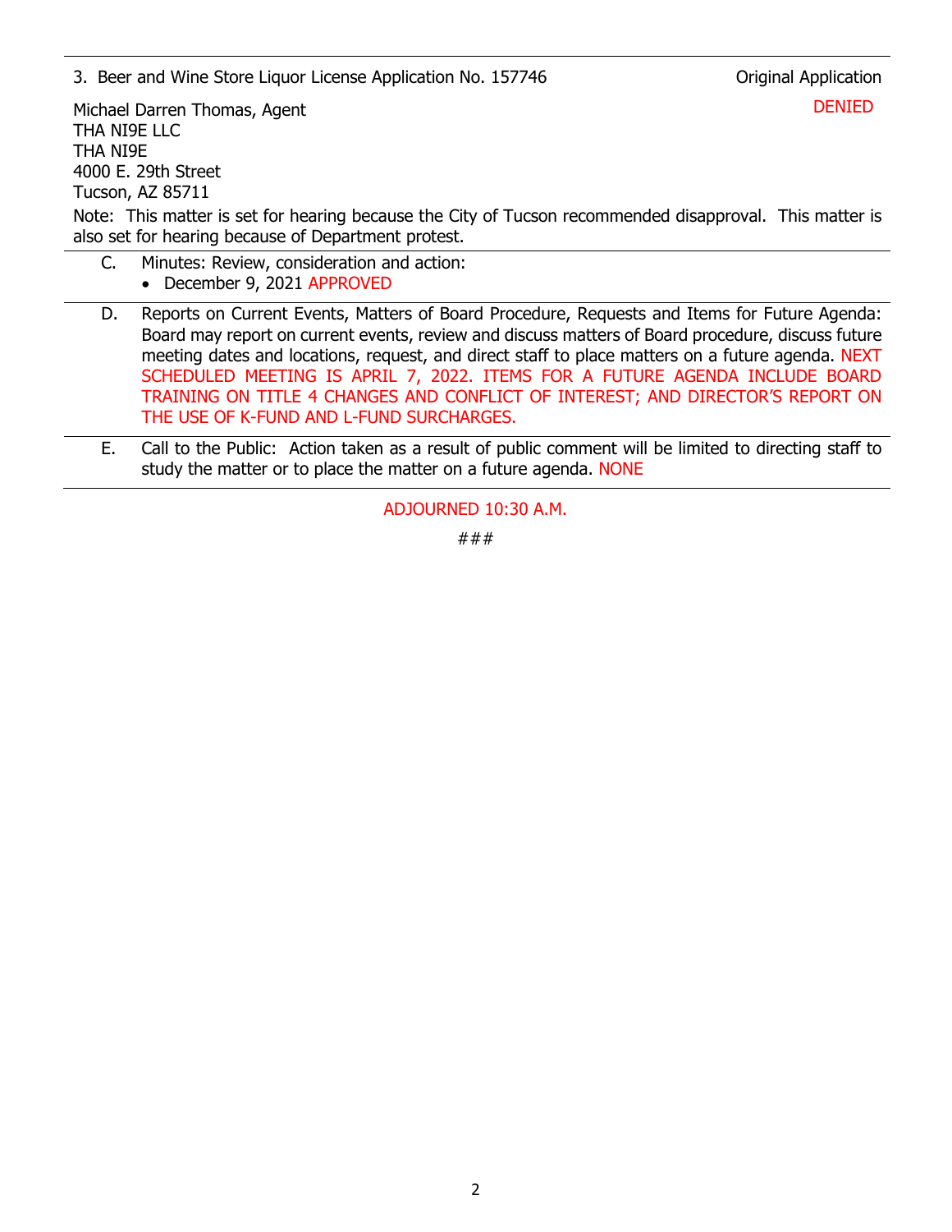3. Beer and Wine Store Liquor License Application No. 157746 — Original Application

DENIED

Michael Darren Thomas, Agent
THA NI9E LLC
THA NI9E
4000 E. 29th Street
Tucson, AZ 85711

Note: This matter is set for hearing because the City of Tucson recommended disapproval. This matter is also set for hearing because of Department protest.

---

C. Minutes: Review, consideration and action:

- December 9, 2021 APPROVED

---

D. Reports on Current Events, Matters of Board Procedure, Requests and Items for Future Agenda: Board may report on current events, review and discuss matters of Board procedure, discuss future meeting dates and locations, request, and direct staff to place matters on a future agenda. NEXT SCHEDULED MEETING IS APRIL 7, 2022. ITEMS FOR A FUTURE AGENDA INCLUDE BOARD TRAINING ON TITLE 4 CHANGES AND CONFLICT OF INTEREST; AND DIRECTOR'S REPORT ON THE USE OF K-FUND AND L-FUND SURCHARGES.

---

E. Call to the Public: Action taken as a result of public comment will be limited to directing staff to study the matter or to place the matter on a future agenda. NONE

---

ADJOURNED 10:30 A.M.

###